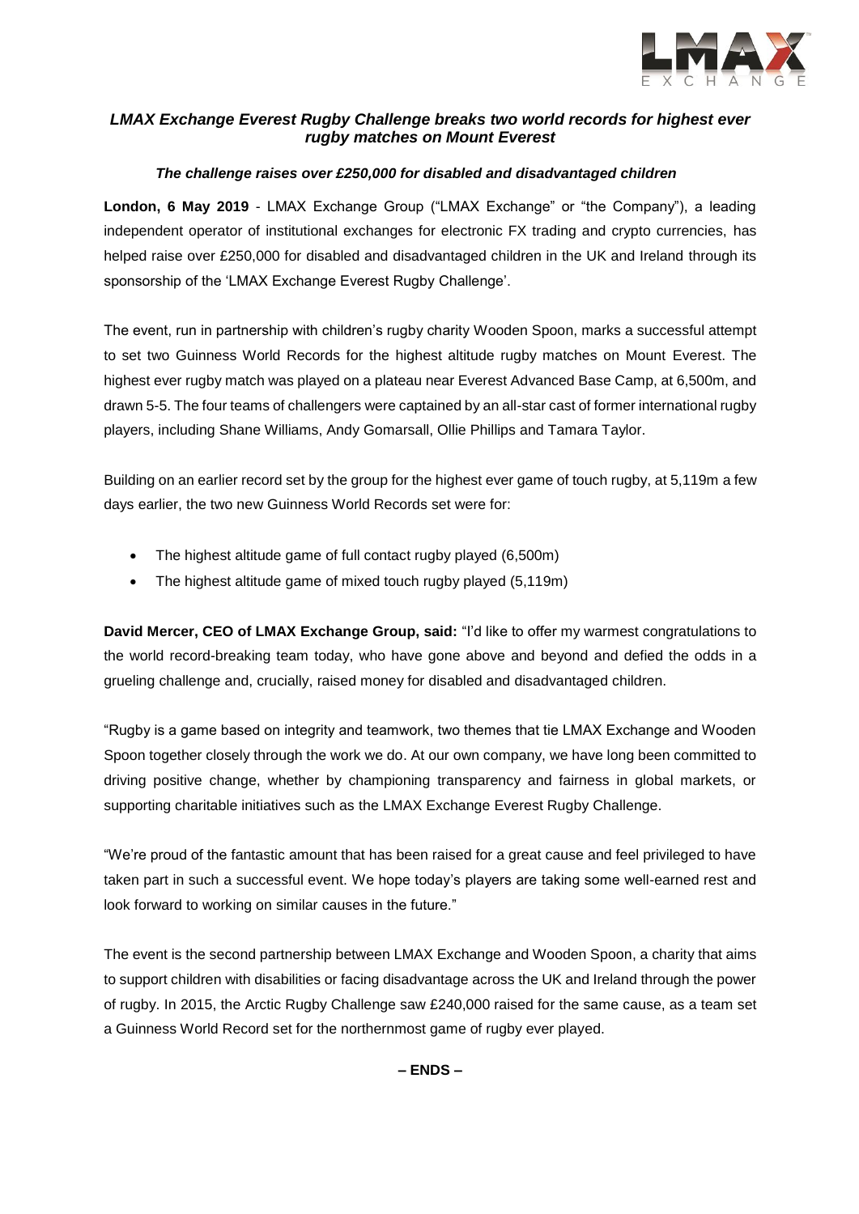# *LMAX Exchange Everest Rugby Challenge breaks two world records for highest ever rugby matches on Mount Everest*

### *The challenge raises over £250,000 for disabled and disadvantaged children*

**London, 6 May 2019** - LMAX Exchange Group ("LMAX Exchange" or "the Company"), a leading independent operator of institutional exchanges for electronic FX trading and crypto currencies, has helped raise over £250,000 for disabled and disadvantaged children in the UK and Ireland through its sponsorship of the 'LMAX Exchange Everest Rugby Challenge'.

The event, run in partnership with children's rugby charity Wooden Spoon, marks a successful attempt to set two Guinness World Records for the highest altitude rugby matches on Mount Everest. The highest ever rugby match was played on a plateau near Everest Advanced Base Camp, at 6,500m, and drawn 5-5. The four teams of challengers were captained by an all-star cast of former international rugby players, including Shane Williams, Andy Gomarsall, Ollie Phillips and Tamara Taylor.

Building on an earlier record set by the group for the highest ever game of touch rugby, at 5,119m a few days earlier, the two new Guinness World Records set were for:

- The highest altitude game of full contact rugby played (6,500m)
- The highest altitude game of mixed touch rugby played (5,119m)

**David Mercer, CEO of LMAX Exchange Group, said:** "I'd like to offer my warmest congratulations to the world record-breaking team today, who have gone above and beyond and defied the odds in a grueling challenge and, crucially, raised money for disabled and disadvantaged children.

"Rugby is a game based on integrity and teamwork, two themes that tie LMAX Exchange and Wooden Spoon together closely through the work we do. At our own company, we have long been committed to driving positive change, whether by championing transparency and fairness in global markets, or supporting charitable initiatives such as the LMAX Exchange Everest Rugby Challenge.

"We're proud of the fantastic amount that has been raised for a great cause and feel privileged to have taken part in such a successful event. We hope today's players are taking some well-earned rest and look forward to working on similar causes in the future."

The event is the second partnership between LMAX Exchange and Wooden Spoon, a charity that aims to support children with disabilities or facing disadvantage across the UK and Ireland through the power of rugby. In 2015, the Arctic Rugby Challenge saw £240,000 raised for the same cause, as a team set a Guinness World Record set for the northernmost game of rugby ever played.

**– ENDS –**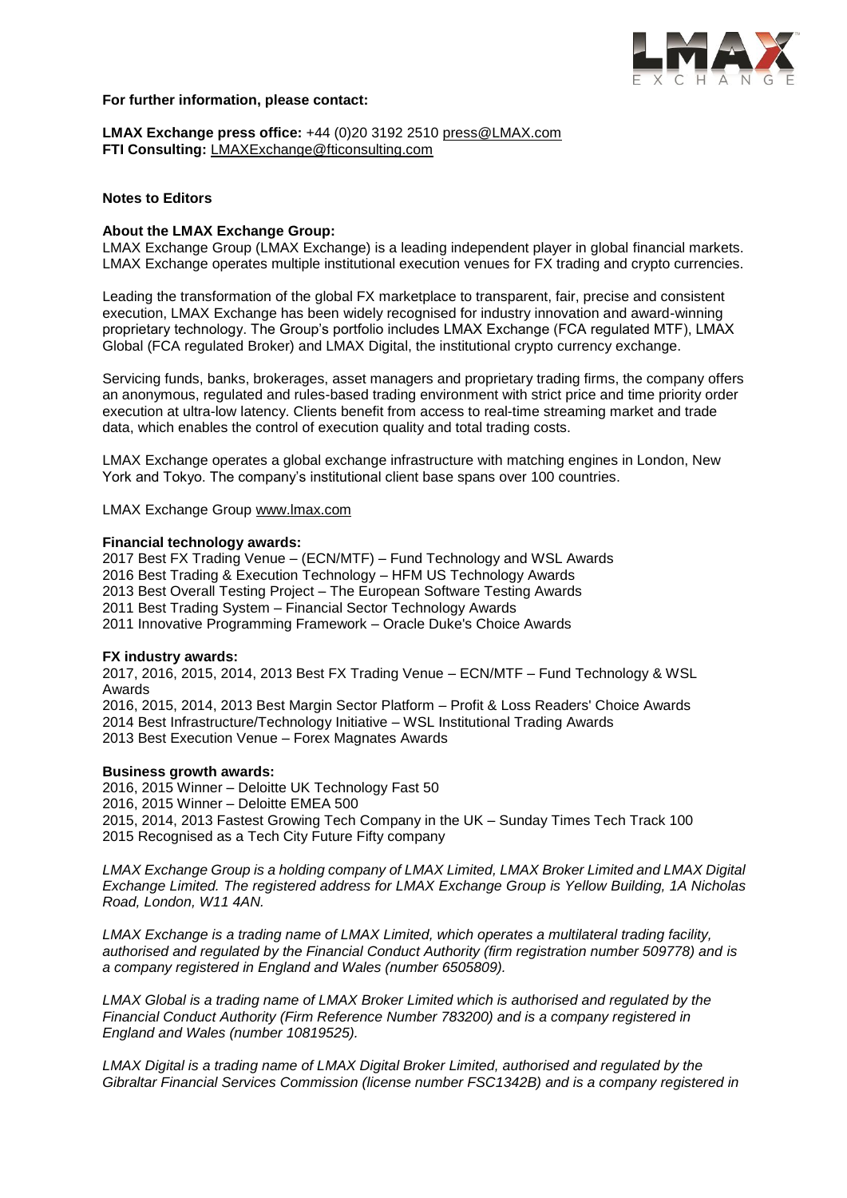**For further information, please contact:**

**LMAX Exchange press office:** +44 (0)20 3192 2510 press@LMAX.com
**FTI Consulting:** LMAXExchange@fticonsulting.com

**Notes to Editors**

**About the LMAX Exchange Group:**
LMAX Exchange Group (LMAX Exchange) is a leading independent player in global financial markets. LMAX Exchange operates multiple institutional execution venues for FX trading and crypto currencies.

Leading the transformation of the global FX marketplace to transparent, fair, precise and consistent execution, LMAX Exchange has been widely recognised for industry innovation and award-winning proprietary technology. The Group's portfolio includes LMAX Exchange (FCA regulated MTF), LMAX Global (FCA regulated Broker) and LMAX Digital, the institutional crypto currency exchange.

Servicing funds, banks, brokerages, asset managers and proprietary trading firms, the company offers an anonymous, regulated and rules-based trading environment with strict price and time priority order execution at ultra-low latency. Clients benefit from access to real-time streaming market and trade data, which enables the control of execution quality and total trading costs.

LMAX Exchange operates a global exchange infrastructure with matching engines in London, New York and Tokyo. The company's institutional client base spans over 100 countries.

LMAX Exchange Group www.lmax.com

**Financial technology awards:**
2017 Best FX Trading Venue – (ECN/MTF) – Fund Technology and WSL Awards
2016 Best Trading & Execution Technology – HFM US Technology Awards
2013 Best Overall Testing Project – The European Software Testing Awards
2011 Best Trading System – Financial Sector Technology Awards
2011 Innovative Programming Framework – Oracle Duke's Choice Awards

**FX industry awards:**
2017, 2016, 2015, 2014, 2013 Best FX Trading Venue – ECN/MTF – Fund Technology & WSL Awards
2016, 2015, 2014, 2013 Best Margin Sector Platform – Profit & Loss Readers' Choice Awards
2014 Best Infrastructure/Technology Initiative – WSL Institutional Trading Awards
2013 Best Execution Venue – Forex Magnates Awards

**Business growth awards:**
2016, 2015 Winner – Deloitte UK Technology Fast 50
2016, 2015 Winner – Deloitte EMEA 500
2015, 2014, 2013 Fastest Growing Tech Company in the UK – Sunday Times Tech Track 100
2015 Recognised as a Tech City Future Fifty company

*LMAX Exchange Group is a holding company of LMAX Limited, LMAX Broker Limited and LMAX Digital Exchange Limited. The registered address for LMAX Exchange Group is Yellow Building, 1A Nicholas Road, London, W11 4AN.*

*LMAX Exchange is a trading name of LMAX Limited, which operates a multilateral trading facility, authorised and regulated by the Financial Conduct Authority (firm registration number 509778) and is a company registered in England and Wales (number 6505809).*

*LMAX Global is a trading name of LMAX Broker Limited which is authorised and regulated by the Financial Conduct Authority (Firm Reference Number 783200) and is a company registered in England and Wales (number 10819525).*

*LMAX Digital is a trading name of LMAX Digital Broker Limited, authorised and regulated by the Gibraltar Financial Services Commission (license number FSC1342B) and is a company registered in*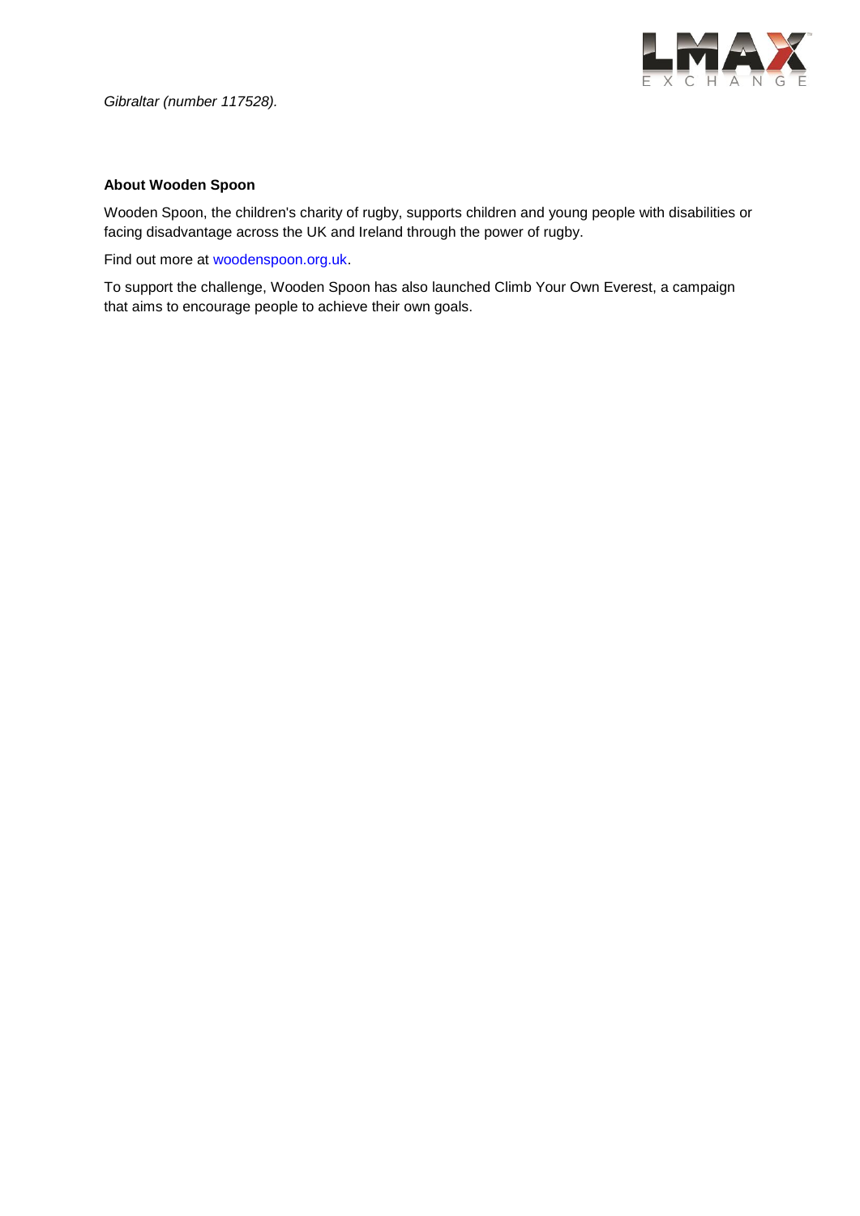*Gibraltar (number 117528).*

**About Wooden Spoon**

Wooden Spoon, the children's charity of rugby, supports children and young people with disabilities or facing disadvantage across the UK and Ireland through the power of rugby.

Find out more at woodenspoon.org.uk.

To support the challenge, Wooden Spoon has also launched Climb Your Own Everest, a campaign that aims to encourage people to achieve their own goals.